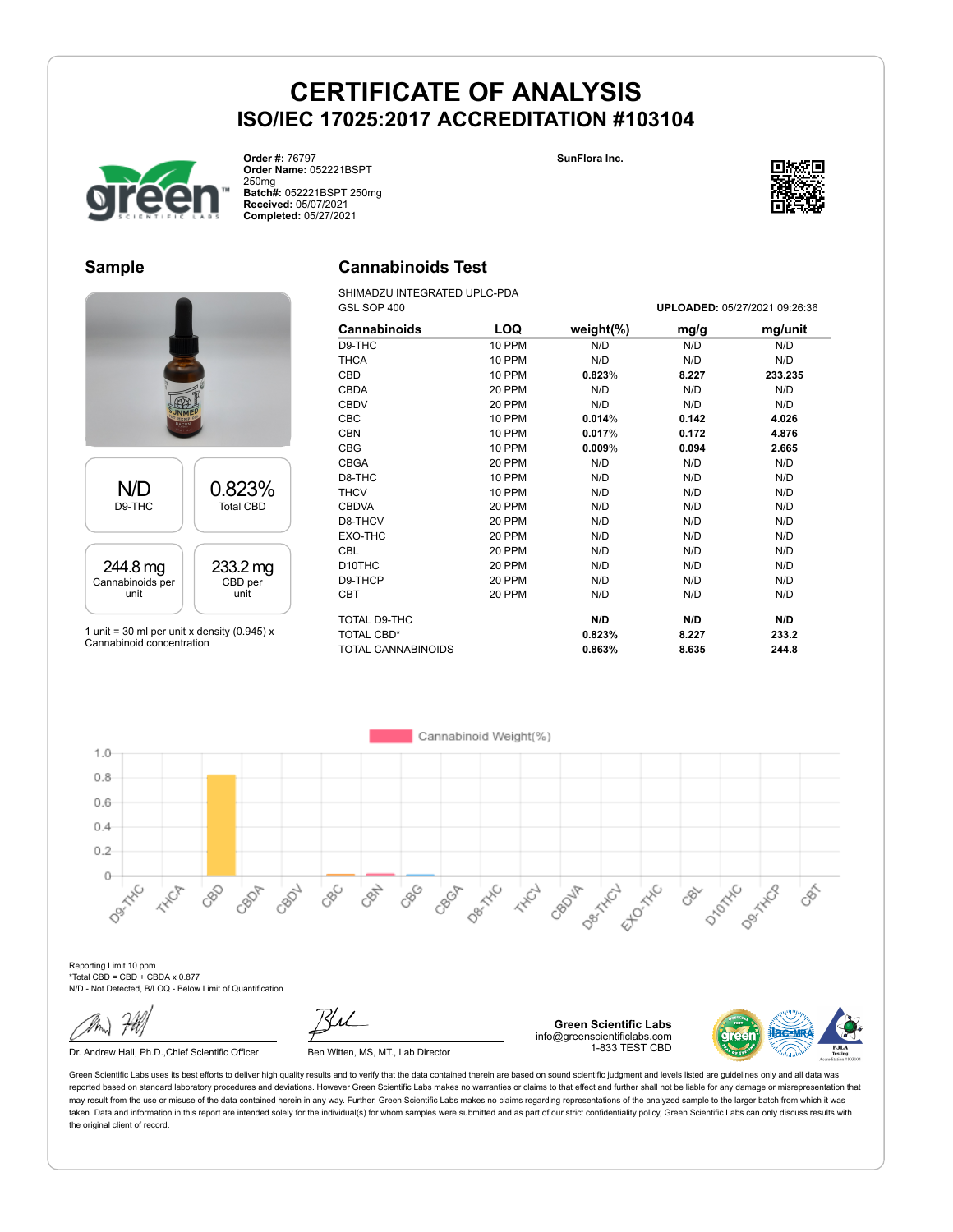# CERTIFICATE OF ANALYSIS

## ISO/IEC 17025:2017 ACCREDITATION #103104

**Order #:** 76797
**Order Name:** 052221BSPT 250mg
**Batch#:** 052221BSPT 250mg
**Received:** 05/07/2021
**Completed:** 05/27/2021

**SunFlora Inc.**

## Sample

| N/D | 0.823% |
|---|---|
| D9-THC | Total CBD |

| 244.8 mg | 233.2 mg |
|---|---|
| Cannabinoids per unit | CBD per unit |

1 unit = 30 ml per unit x density (0.945) x Cannabinoid concentration

## Cannabinoids Test

SHIMADZU INTEGRATED UPLC-PDA
GSL SOP 400

**UPLOADED:** 05/27/2021 09:26:36

| Cannabinoids | LOQ | weight(%) | mg/g | mg/unit |
|---|---|---|---|---|
| D9-THC | 10 PPM | N/D | N/D | N/D |
| THCA | 10 PPM | N/D | N/D | N/D |
| CBD | 10 PPM | **0.823%** | **8.227** | **233.235** |
| CBDA | 20 PPM | N/D | N/D | N/D |
| CBDV | 20 PPM | N/D | N/D | N/D |
| CBC | 10 PPM | **0.014%** | **0.142** | **4.026** |
| CBN | 10 PPM | **0.017%** | **0.172** | **4.876** |
| CBG | 10 PPM | **0.009%** | **0.094** | **2.665** |
| CBGA | 20 PPM | N/D | N/D | N/D |
| D8-THC | 10 PPM | N/D | N/D | N/D |
| THCV | 10 PPM | N/D | N/D | N/D |
| CBDVA | 20 PPM | N/D | N/D | N/D |
| D8-THCV | 20 PPM | N/D | N/D | N/D |
| EXO-THC | 20 PPM | N/D | N/D | N/D |
| CBL | 20 PPM | N/D | N/D | N/D |
| D10THC | 20 PPM | N/D | N/D | N/D |
| D9-THCP | 20 PPM | N/D | N/D | N/D |
| CBT | 20 PPM | N/D | N/D | N/D |
| TOTAL D9-THC | | **N/D** | **N/D** | **N/D** |
| TOTAL CBD* | | **0.823%** | **8.227** | **233.2** |
| TOTAL CANNABINOIDS | | **0.863%** | **8.635** | **244.8** |

Reporting Limit 10 ppm
*Total CBD = CBD + CBDA x 0.877
N/D - Not Detected, B/LOQ - Below Limit of Quantification

Dr. Andrew Hall, Ph.D.,Chief Scientific Officer

Ben Witten, MS, MT., Lab Director

**Green Scientific Labs**
info@greenscientificlabs.com
1-833 TEST CBD

Green Scientific Labs uses its best efforts to deliver high quality results and to verify that the data contained therein are based on sound scientific judgment and levels listed are guidelines only and all data was reported based on standard laboratory procedures and deviations. However Green Scientific Labs makes no warranties or claims to that effect and further shall not be liable for any damage or misrepresentation that may result from the use or misuse of the data contained herein in any way. Further, Green Scientific Labs makes no claims regarding representations of the analyzed sample to the larger batch from which it was taken. Data and information in this report are intended solely for the individual(s) for whom samples were submitted and as part of our strict confidentiality policy, Green Scientific Labs can only discuss results with the original client of record.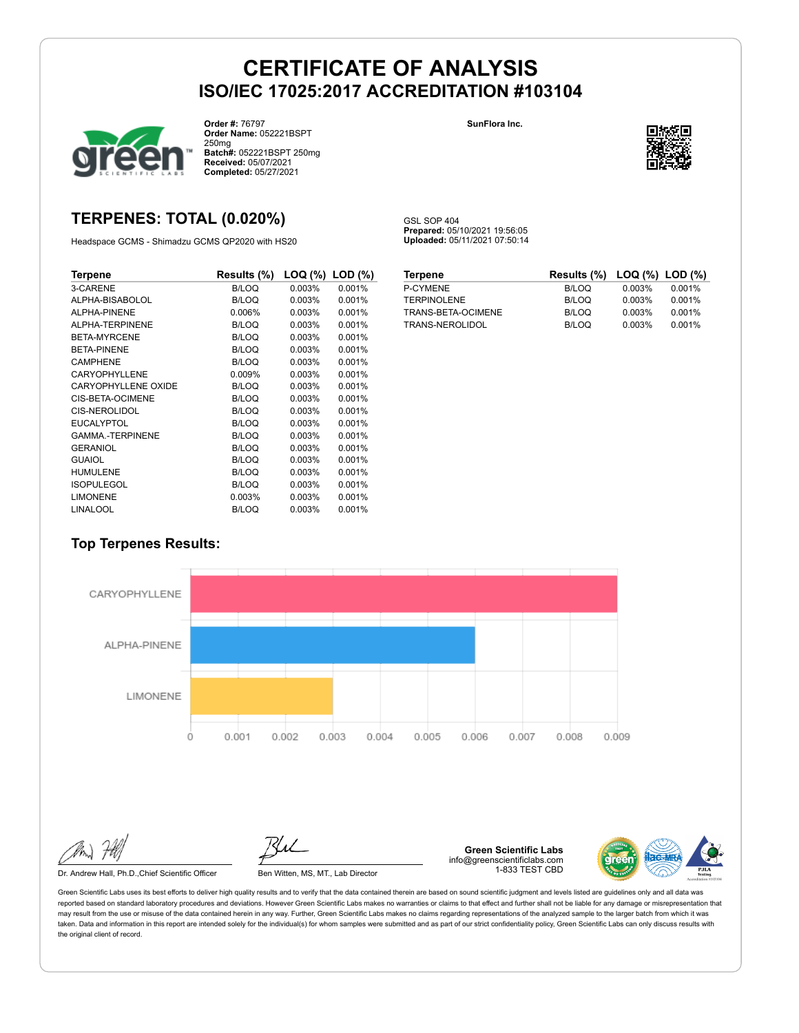# CERTIFICATE OF ANALYSIS
## ISO/IEC 17025:2017 ACCREDITATION #103104

**Order #:** 76797
**Order Name:** 052221BSPT 250mg
**Batch#:** 052221BSPT 250mg
**Received:** 05/07/2021
**Completed:** 05/27/2021

**SunFlora Inc.**

## TERPENES: TOTAL (0.020%)

Headspace GCMS - Shimadzu GCMS QP2020 with HS20

GSL SOP 404
**Prepared:** 05/10/2021 19:56:05
**Uploaded:** 05/11/2021 07:50:14

| Terpene | Results (%) | LOQ (%) | LOD (%) |
|---|---|---|---|
| 3-CARENE | B/LOQ | 0.003% | 0.001% |
| ALPHA-BISABOLOL | B/LOQ | 0.003% | 0.001% |
| ALPHA-PINENE | 0.006% | 0.003% | 0.001% |
| ALPHA-TERPINENE | B/LOQ | 0.003% | 0.001% |
| BETA-MYRCENE | B/LOQ | 0.003% | 0.001% |
| BETA-PINENE | B/LOQ | 0.003% | 0.001% |
| CAMPHENE | B/LOQ | 0.003% | 0.001% |
| CARYOPHYLLENE | 0.009% | 0.003% | 0.001% |
| CARYOPHYLLENE OXIDE | B/LOQ | 0.003% | 0.001% |
| CIS-BETA-OCIMENE | B/LOQ | 0.003% | 0.001% |
| CIS-NEROLIDOL | B/LOQ | 0.003% | 0.001% |
| EUCALYPTOL | B/LOQ | 0.003% | 0.001% |
| GAMMA.-TERPINENE | B/LOQ | 0.003% | 0.001% |
| GERANIOL | B/LOQ | 0.003% | 0.001% |
| GUAIOL | B/LOQ | 0.003% | 0.001% |
| HUMULENE | B/LOQ | 0.003% | 0.001% |
| ISOPULEGOL | B/LOQ | 0.003% | 0.001% |
| LIMONENE | 0.003% | 0.003% | 0.001% |
| LINALOOL | B/LOQ | 0.003% | 0.001% |
| P-CYMENE | B/LOQ | 0.003% | 0.001% |
| TERPINOLENE | B/LOQ | 0.003% | 0.001% |
| TRANS-BETA-OCIMENE | B/LOQ | 0.003% | 0.001% |
| TRANS-NEROLIDOL | B/LOQ | 0.003% | 0.001% |

### Top Terpenes Results:

| Terpene | Result |
|---|---|
| CARYOPHYLLENE | 0.009 |
| ALPHA-PINENE | 0.006 |
| LIMONENE | 0.003 |

Dr. Andrew Hall, Ph.D.,Chief Scientific Officer

Ben Witten, MS, MT., Lab Director

**Green Scientific Labs**
info@greenscientificlabs.com
1-833 TEST CBD

Green Scientific Labs uses its best efforts to deliver high quality results and to verify that the data contained therein are based on sound scientific judgment and levels listed are guidelines only and all data was reported based on standard laboratory procedures and deviations. However Green Scientific Labs makes no warranties or claims to that effect and further shall not be liable for any damage or misrepresentation that may result from the use or misuse of the data contained herein in any way. Further, Green Scientific Labs makes no claims regarding representations of the analyzed sample to the larger batch from which it was taken. Data and information in this report are intended solely for the individual(s) for whom samples were submitted and as part of our strict confidentiality policy, Green Scientific Labs can only discuss results with the original client of record.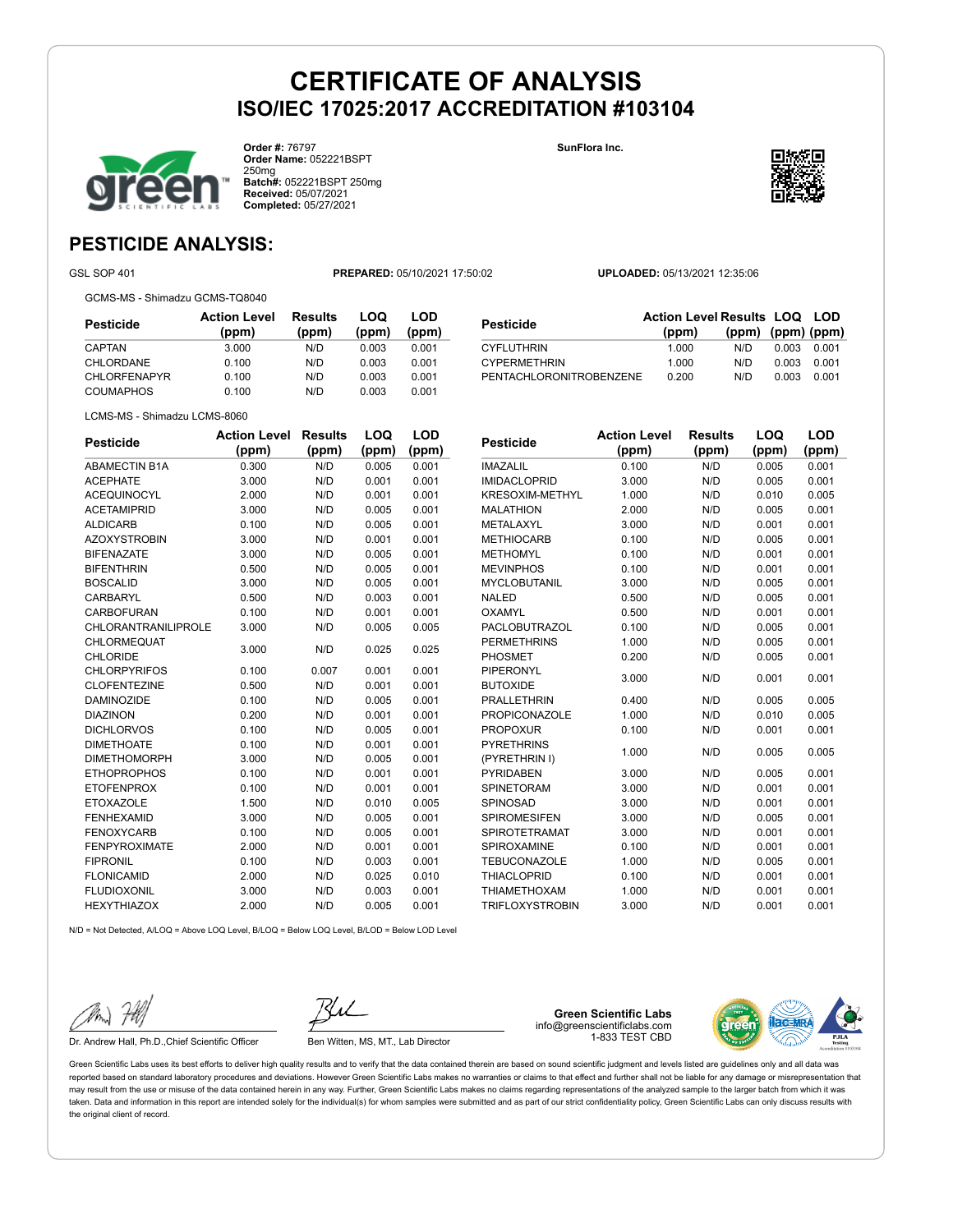# CERTIFICATE OF ANALYSIS
## ISO/IEC 17025:2017 ACCREDITATION #103104

**Order #:** 76797
**Order Name:** 052221BSPT 250mg
**Batch#:** 052221BSPT 250mg
**Received:** 05/07/2021
**Completed:** 05/27/2021

**SunFlora Inc.**

## PESTICIDE ANALYSIS:

GSL SOP 401 **PREPARED:** 05/10/2021 17:50:02 **UPLOADED:** 05/13/2021 12:35:06

GCMS-MS - Shimadzu GCMS-TQ8040

| Pesticide | Action Level (ppm) | Results (ppm) | LOQ (ppm) | LOD (ppm) |
|---|---|---|---|---|
| CAPTAN | 3.000 | N/D | 0.003 | 0.001 |
| CHLORDANE | 0.100 | N/D | 0.003 | 0.001 |
| CHLORFENAPYR | 0.100 | N/D | 0.003 | 0.001 |
| COUMAPHOS | 0.100 | N/D | 0.003 | 0.001 |
| CYFLUTHRIN | 1.000 | N/D | 0.003 | 0.001 |
| CYPERMETHRIN | 1.000 | N/D | 0.003 | 0.001 |
| PENTACHLORONITROBENZENE | 0.200 | N/D | 0.003 | 0.001 |

LCMS-MS - Shimadzu LCMS-8060

| Pesticide | Action Level (ppm) | Results (ppm) | LOQ (ppm) | LOD (ppm) |
|---|---|---|---|---|
| ABAMECTIN B1A | 0.300 | N/D | 0.005 | 0.001 |
| ACEPHATE | 3.000 | N/D | 0.001 | 0.001 |
| ACEQUINOCYL | 2.000 | N/D | 0.001 | 0.001 |
| ACETAMIPRID | 3.000 | N/D | 0.005 | 0.001 |
| ALDICARB | 0.100 | N/D | 0.005 | 0.001 |
| AZOXYSTROBIN | 3.000 | N/D | 0.001 | 0.001 |
| BIFENAZATE | 3.000 | N/D | 0.005 | 0.001 |
| BIFENTHRIN | 0.500 | N/D | 0.005 | 0.001 |
| BOSCALID | 3.000 | N/D | 0.005 | 0.001 |
| CARBARYL | 0.500 | N/D | 0.003 | 0.001 |
| CARBOFURAN | 0.100 | N/D | 0.001 | 0.001 |
| CHLORANTRANILIPROLE | 3.000 | N/D | 0.005 | 0.005 |
| CHLORMEQUAT CHLORIDE | 3.000 | N/D | 0.025 | 0.025 |
| CHLORPYRIFOS | 0.100 | 0.007 | 0.001 | 0.001 |
| CLOFENTEZINE | 0.500 | N/D | 0.001 | 0.001 |
| DAMINOZIDE | 0.100 | N/D | 0.005 | 0.001 |
| DIAZINON | 0.200 | N/D | 0.001 | 0.001 |
| DICHLORVOS | 0.100 | N/D | 0.005 | 0.001 |
| DIMETHOATE | 0.100 | N/D | 0.001 | 0.001 |
| DIMETHOMORPH | 3.000 | N/D | 0.005 | 0.001 |
| ETHOPROPHOS | 0.100 | N/D | 0.001 | 0.001 |
| ETOFENPROX | 0.100 | N/D | 0.001 | 0.001 |
| ETOXAZOLE | 1.500 | N/D | 0.010 | 0.005 |
| FENHEXAMID | 3.000 | N/D | 0.005 | 0.001 |
| FENOXYCARB | 0.100 | N/D | 0.005 | 0.001 |
| FENPYROXIMATE | 2.000 | N/D | 0.001 | 0.001 |
| FIPRONIL | 0.100 | N/D | 0.003 | 0.001 |
| FLONICAMID | 2.000 | N/D | 0.025 | 0.010 |
| FLUDIOXONIL | 3.000 | N/D | 0.003 | 0.001 |
| HEXYTHIAZOX | 2.000 | N/D | 0.005 | 0.001 |
| IMAZALIL | 0.100 | N/D | 0.005 | 0.001 |
| IMIDACLOPRID | 3.000 | N/D | 0.005 | 0.001 |
| KRESOXIM-METHYL | 1.000 | N/D | 0.010 | 0.005 |
| MALATHION | 2.000 | N/D | 0.005 | 0.001 |
| METALAXYL | 3.000 | N/D | 0.001 | 0.001 |
| METHIOCARB | 0.100 | N/D | 0.005 | 0.001 |
| METHOMYL | 0.100 | N/D | 0.001 | 0.001 |
| MEVINPHOS | 0.100 | N/D | 0.001 | 0.001 |
| MYCLOBUTANIL | 3.000 | N/D | 0.005 | 0.001 |
| NALED | 0.500 | N/D | 0.005 | 0.001 |
| OXAMYL | 0.500 | N/D | 0.001 | 0.001 |
| PACLOBUTRAZOL | 0.100 | N/D | 0.005 | 0.001 |
| PERMETHRINS | 1.000 | N/D | 0.005 | 0.001 |
| PHOSMET | 0.200 | N/D | 0.005 | 0.001 |
| PIPERONYL BUTOXIDE | 3.000 | N/D | 0.001 | 0.001 |
| PRALLETHRIN | 0.400 | N/D | 0.005 | 0.005 |
| PROPICONAZOLE | 1.000 | N/D | 0.010 | 0.005 |
| PROPOXUR | 0.100 | N/D | 0.001 | 0.001 |
| PYRETHRINS (PYRETHRIN I) | 1.000 | N/D | 0.005 | 0.005 |
| PYRIDABEN | 3.000 | N/D | 0.005 | 0.001 |
| SPINETORAM | 3.000 | N/D | 0.001 | 0.001 |
| SPINOSAD | 3.000 | N/D | 0.001 | 0.001 |
| SPIROMESIFEN | 3.000 | N/D | 0.005 | 0.001 |
| SPIROTETRAMAT | 3.000 | N/D | 0.001 | 0.001 |
| SPIROXAMINE | 0.100 | N/D | 0.001 | 0.001 |
| TEBUCONAZOLE | 1.000 | N/D | 0.005 | 0.001 |
| THIACLOPRID | 0.100 | N/D | 0.001 | 0.001 |
| THIAMETHOXAM | 1.000 | N/D | 0.001 | 0.001 |
| TRIFLOXYSTROBIN | 3.000 | N/D | 0.001 | 0.001 |

N/D = Not Detected, A/LOQ = Above LOQ Level, B/LOQ = Below LOQ Level, B/LOD = Below LOD Level

Dr. Andrew Hall, Ph.D.,Chief Scientific Officer

Ben Witten, MS, MT., Lab Director

**Green Scientific Labs**
info@greenscientificlabs.com
1-833 TEST CBD

Green Scientific Labs uses its best efforts to deliver high quality results and to verify that the data contained therein are based on sound scientific judgment and levels listed are guidelines only and all data was reported based on standard laboratory procedures and deviations. However Green Scientific Labs makes no warranties or claims to that effect and further shall not be liable for any damage or misrepresentation that may result from the use or misuse of the data contained herein in any way. Further, Green Scientific Labs makes no claims regarding representations of the analyzed sample to the larger batch from which it was taken. Data and information in this report are intended solely for the individual(s) for whom samples were submitted and as part of our strict confidentiality policy, Green Scientific Labs can only discuss results with the original client of record.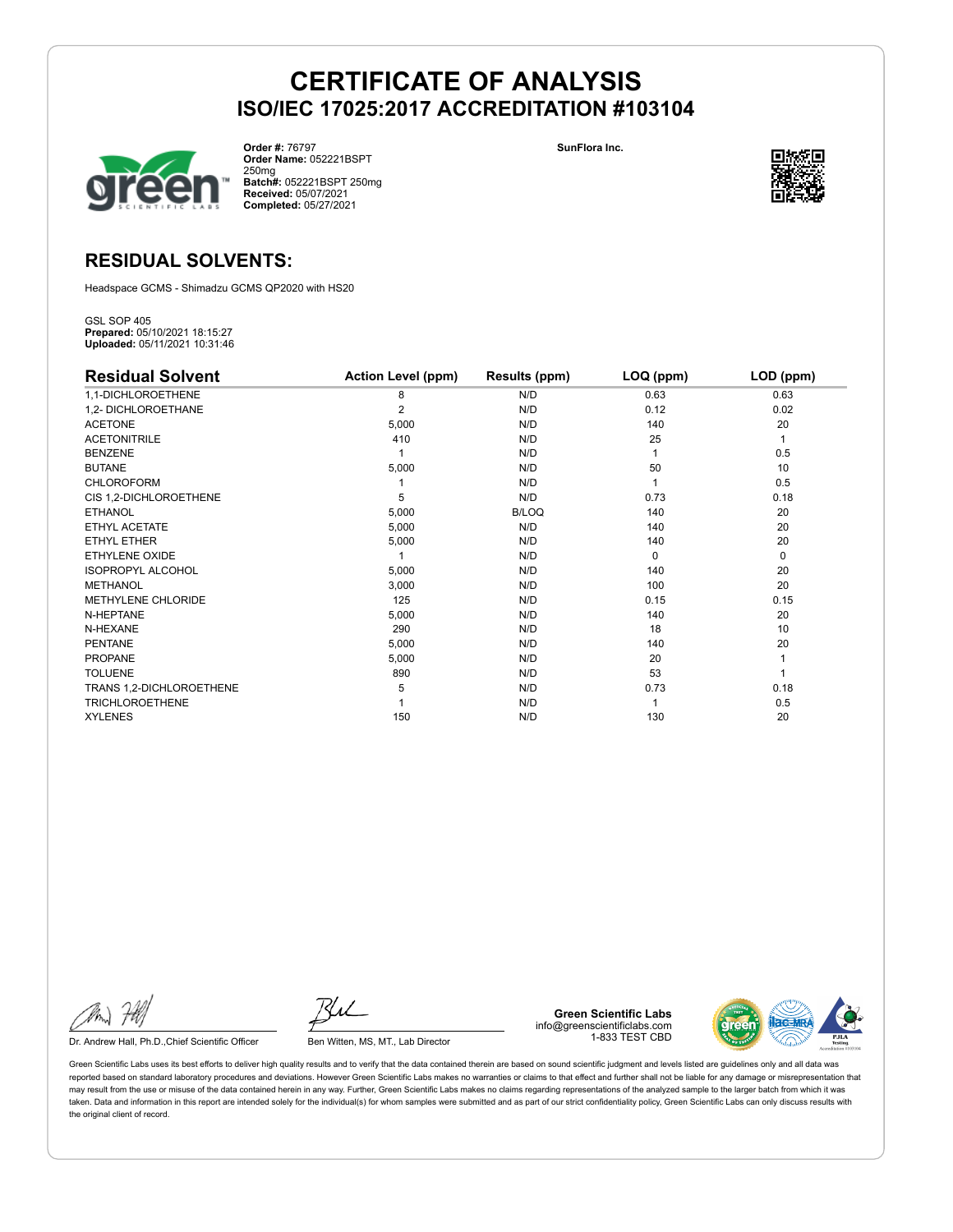# CERTIFICATE OF ANALYSIS
## ISO/IEC 17025:2017 ACCREDITATION #103104

**Order #:** 76797
**Order Name:** 052221BSPT 250mg
**Batch#:** 052221BSPT 250mg
**Received:** 05/07/2021
**Completed:** 05/27/2021

**SunFlora Inc.**

## RESIDUAL SOLVENTS:

Headspace GCMS - Shimadzu GCMS QP2020 with HS20

GSL SOP 405
**Prepared:** 05/10/2021 18:15:27
**Uploaded:** 05/11/2021 10:31:46

| Residual Solvent | Action Level (ppm) | Results (ppm) | LOQ (ppm) | LOD (ppm) |
|---|---|---|---|---|
| 1,1-DICHLOROETHENE | 8 | N/D | 0.63 | 0.63 |
| 1,2- DICHLOROETHANE | 2 | N/D | 0.12 | 0.02 |
| ACETONE | 5,000 | N/D | 140 | 20 |
| ACETONITRILE | 410 | N/D | 25 | 1 |
| BENZENE | 1 | N/D | 1 | 0.5 |
| BUTANE | 5,000 | N/D | 50 | 10 |
| CHLOROFORM | 1 | N/D | 1 | 0.5 |
| CIS 1,2-DICHLOROETHENE | 5 | N/D | 0.73 | 0.18 |
| ETHANOL | 5,000 | B/LOQ | 140 | 20 |
| ETHYL ACETATE | 5,000 | N/D | 140 | 20 |
| ETHYL ETHER | 5,000 | N/D | 140 | 20 |
| ETHYLENE OXIDE | 1 | N/D | 0 | 0 |
| ISOPROPYL ALCOHOL | 5,000 | N/D | 140 | 20 |
| METHANOL | 3,000 | N/D | 100 | 20 |
| METHYLENE CHLORIDE | 125 | N/D | 0.15 | 0.15 |
| N-HEPTANE | 5,000 | N/D | 140 | 20 |
| N-HEXANE | 290 | N/D | 18 | 10 |
| PENTANE | 5,000 | N/D | 140 | 20 |
| PROPANE | 5,000 | N/D | 20 | 1 |
| TOLUENE | 890 | N/D | 53 | 1 |
| TRANS 1,2-DICHLOROETHENE | 5 | N/D | 0.73 | 0.18 |
| TRICHLOROETHENE | 1 | N/D | 1 | 0.5 |
| XYLENES | 150 | N/D | 130 | 20 |

Dr. Andrew Hall, Ph.D.,Chief Scientific Officer

Ben Witten, MS, MT., Lab Director

**Green Scientific Labs**
info@greenscientificlabs.com
1-833 TEST CBD

Green Scientific Labs uses its best efforts to deliver high quality results and to verify that the data contained therein are based on sound scientific judgment and levels listed are guidelines only and all data was reported based on standard laboratory procedures and deviations. However Green Scientific Labs makes no warranties or claims to that effect and further shall not be liable for any damage or misrepresentation that may result from the use or misuse of the data contained herein in any way. Further, Green Scientific Labs makes no claims regarding representations of the analyzed sample to the larger batch from which it was taken. Data and information in this report are intended solely for the individual(s) for whom samples were submitted and as part of our strict confidentiality policy, Green Scientific Labs can only discuss results with the original client of record.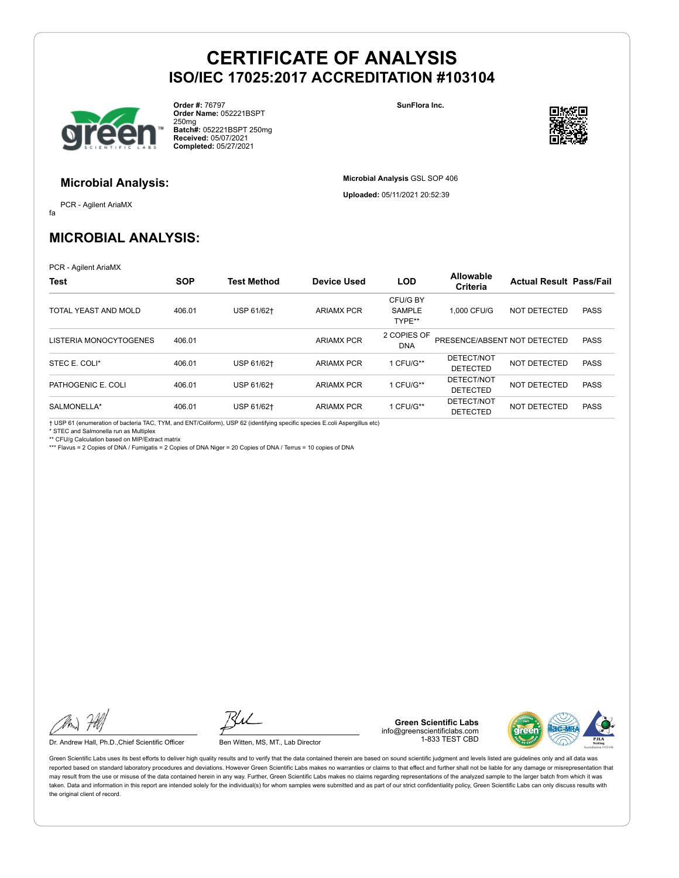# CERTIFICATE OF ANALYSIS
## ISO/IEC 17025:2017 ACCREDITATION #103104

**Order #:** 76797
**Order Name:** 052221BSPT 250mg
**Batch#:** 052221BSPT 250mg
**Received:** 05/07/2021
**Completed:** 05/27/2021

**SunFlora Inc.**

### Microbial Analysis:

PCR - Agilent AriaMX

fa

**Microbial Analysis** GSL SOP 406

**Uploaded:** 05/11/2021 20:52:39

## MICROBIAL ANALYSIS:

PCR - Agilent AriaMX

| Test | SOP | Test Method | Device Used | LOD | Allowable Criteria | Actual Result | Pass/Fail |
|---|---|---|---|---|---|---|---|
| TOTAL YEAST AND MOLD | 406.01 | USP 61/62† | ARIAMX PCR | CFU/G BY SAMPLE TYPE** | 1,000 CFU/G | NOT DETECTED | PASS |
| LISTERIA MONOCYTOGENES | 406.01 | | ARIAMX PCR | 2 COPIES OF DNA | PRESENCE/ABSENT | NOT DETECTED | PASS |
| STEC E. COLI* | 406.01 | USP 61/62† | ARIAMX PCR | 1 CFU/G** | DETECT/NOT DETECTED | NOT DETECTED | PASS |
| PATHOGENIC E. COLI | 406.01 | USP 61/62† | ARIAMX PCR | 1 CFU/G** | DETECT/NOT DETECTED | NOT DETECTED | PASS |
| SALMONELLA* | 406.01 | USP 61/62† | ARIAMX PCR | 1 CFU/G** | DETECT/NOT DETECTED | NOT DETECTED | PASS |

† USP 61 (enumeration of bacteria TAC, TYM, and ENT/Coliform), USP 62 (identifying specific species E.coli Aspergillus etc)
* STEC and Salmonella run as Multiplex
** CFU/g Calculation based on MIP/Extract matrix
*** Flavus = 2 Copies of DNA / Fumigatis = 2 Copies of DNA Niger = 20 Copies of DNA / Terrus = 10 copies of DNA

Dr. Andrew Hall, Ph.D.,Chief Scientific Officer

Ben Witten, MS, MT., Lab Director

**Green Scientific Labs**
info@greenscientificlabs.com
1-833 TEST CBD

Green Scientific Labs uses its best efforts to deliver high quality results and to verify that the data contained therein are based on sound scientific judgment and levels listed are guidelines only and all data was reported based on standard laboratory procedures and deviations. However Green Scientific Labs makes no warranties or claims to that effect and further shall not be liable for any damage or misrepresentation that may result from the use or misuse of the data contained herein in any way. Further, Green Scientific Labs makes no claims regarding representations of the analyzed sample to the larger batch from which it was taken. Data and information in this report are intended solely for the individual(s) for whom samples were submitted and as part of our strict confidentiality policy, Green Scientific Labs can only discuss results with the original client of record.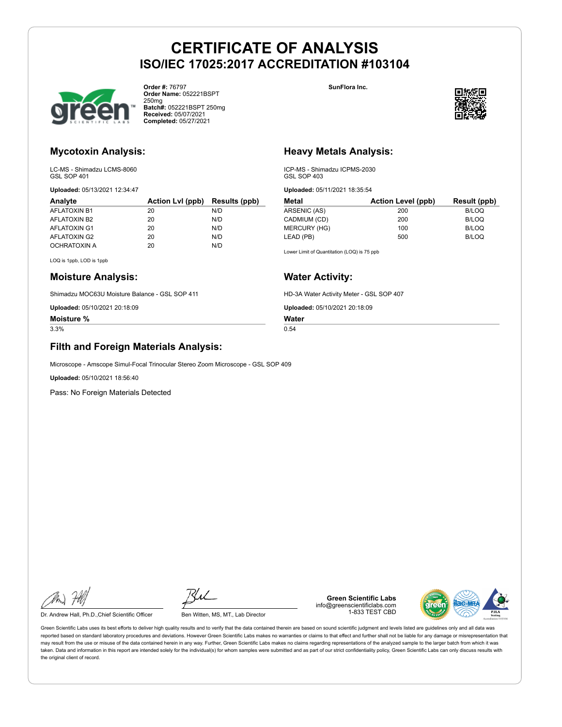# CERTIFICATE OF ANALYSIS

## ISO/IEC 17025:2017 ACCREDITATION #103104

**Order #:** 76797
**Order Name:** 052221BSPT 250mg
**Batch#:** 052221BSPT 250mg
**Received:** 05/07/2021
**Completed:** 05/27/2021

SunFlora Inc.

## Mycotoxin Analysis:

LC-MS - Shimadzu LCMS-8060
GSL SOP 401

**Uploaded:** 05/13/2021 12:34:47

| Analyte | Action Lvl (ppb) | Results (ppb) |
| --- | --- | --- |
| AFLATOXIN B1 | 20 | N/D |
| AFLATOXIN B2 | 20 | N/D |
| AFLATOXIN G1 | 20 | N/D |
| AFLATOXIN G2 | 20 | N/D |
| OCHRATOXIN A | 20 | N/D |

LOQ is 1ppb, LOD is 1ppb

## Heavy Metals Analysis:

ICP-MS - Shimadzu ICPMS-2030
GSL SOP 403

**Uploaded:** 05/11/2021 18:35:54

| Metal | Action Level (ppb) | Result (ppb) |
| --- | --- | --- |
| ARSENIC (AS) | 200 | B/LOQ |
| CADMIUM (CD) | 200 | B/LOQ |
| MERCURY (HG) | 100 | B/LOQ |
| LEAD (PB) | 500 | B/LOQ |

Lower Limit of Quantitation (LOQ) is 75 ppb

## Moisture Analysis:

Shimadzu MOC63U Moisture Balance - GSL SOP 411

**Uploaded:** 05/10/2021 20:18:09

| Moisture % |
| --- |
| 3.3% |

## Water Activity:

HD-3A Water Activity Meter - GSL SOP 407

**Uploaded:** 05/10/2021 20:18:09

| Water |
| --- |
| 0.54 |

## Filth and Foreign Materials Analysis:

Microscope - Amscope Simul-Focal Trinocular Stereo Zoom Microscope - GSL SOP 409

**Uploaded:** 05/10/2021 18:56:40

Pass: No Foreign Materials Detected

Dr. Andrew Hall, Ph.D.,Chief Scientific Officer

Ben Witten, MS, MT., Lab Director

**Green Scientific Labs**
info@greenscientificlabs.com
1-833 TEST CBD

Green Scientific Labs uses its best efforts to deliver high quality results and to verify that the data contained therein are based on sound scientific judgment and levels listed are guidelines only and all data was reported based on standard laboratory procedures and deviations. However Green Scientific Labs makes no warranties or claims to that effect and further shall not be liable for any damage or misrepresentation that may result from the use or misuse of the data contained herein in any way. Further, Green Scientific Labs makes no claims regarding representations of the analyzed sample to the larger batch from which it was taken. Data and information in this report are intended solely for the individual(s) for whom samples were submitted and as part of our strict confidentiality policy, Green Scientific Labs can only discuss results with the original client of record.